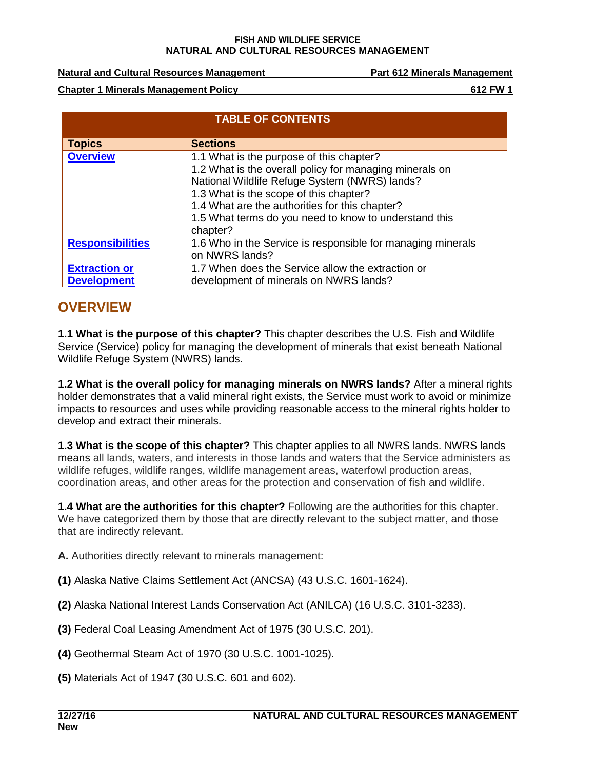**Natural and Cultural Resources Management** | **Part 612 Minerals Management**

**Chapter 1 Minerals Management Policy** | **612 FW 1**

| TABLE OF CONTENTS | |
|---|---|
| **Topics** | **Sections** |
| **Overview** | 1.1 What is the purpose of this chapter?<br>1.2 What is the overall policy for managing minerals on National Wildlife Refuge System (NWRS) lands?<br>1.3 What is the scope of this chapter?<br>1.4 What are the authorities for this chapter?<br>1.5 What terms do you need to know to understand this chapter? |
| **Responsibilities** | 1.6 Who in the Service is responsible for managing minerals on NWRS lands? |
| **Extraction or Development** | 1.7 When does the Service allow the extraction or development of minerals on NWRS lands? |

## OVERVIEW

**1.1 What is the purpose of this chapter?** This chapter describes the U.S. Fish and Wildlife Service (Service) policy for managing the development of minerals that exist beneath National Wildlife Refuge System (NWRS) lands.

**1.2 What is the overall policy for managing minerals on NWRS lands?** After a mineral rights holder demonstrates that a valid mineral right exists, the Service must work to avoid or minimize impacts to resources and uses while providing reasonable access to the mineral rights holder to develop and extract their minerals.

**1.3 What is the scope of this chapter?** This chapter applies to all NWRS lands. NWRS lands means all lands, waters, and interests in those lands and waters that the Service administers as wildlife refuges, wildlife ranges, wildlife management areas, waterfowl production areas, coordination areas, and other areas for the protection and conservation of fish and wildlife.

**1.4 What are the authorities for this chapter?** Following are the authorities for this chapter. We have categorized them by those that are directly relevant to the subject matter, and those that are indirectly relevant.

**A.** Authorities directly relevant to minerals management:

**(1)** Alaska Native Claims Settlement Act (ANCSA) (43 U.S.C. 1601-1624).

**(2)** Alaska National Interest Lands Conservation Act (ANILCA) (16 U.S.C. 3101-3233).

**(3)** Federal Coal Leasing Amendment Act of 1975 (30 U.S.C. 201).

**(4)** Geothermal Steam Act of 1970 (30 U.S.C. 1001-1025).

**(5)** Materials Act of 1947 (30 U.S.C. 601 and 602).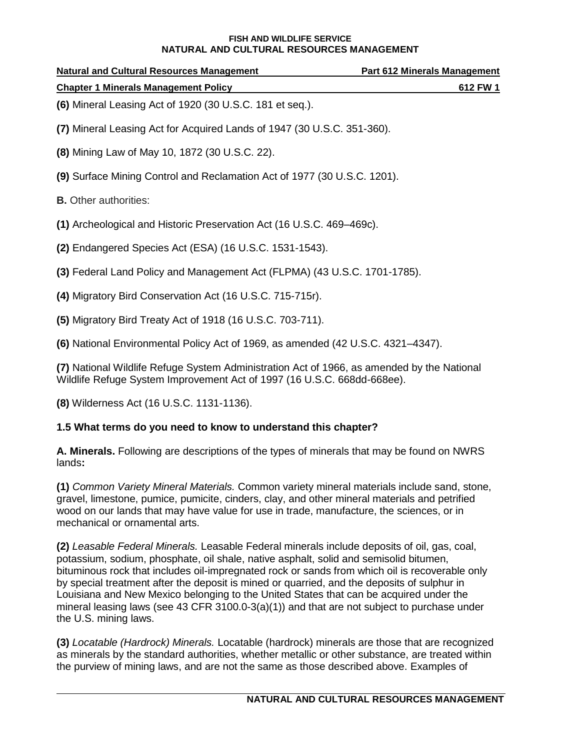**(6)** Mineral Leasing Act of 1920 (30 U.S.C. 181 et seq.).

**(7)** Mineral Leasing Act for Acquired Lands of 1947 (30 U.S.C. 351-360).

**(8)** Mining Law of May 10, 1872 (30 U.S.C. 22).

**(9)** Surface Mining Control and Reclamation Act of 1977 (30 U.S.C. 1201).

**B.** Other authorities:

**(1)** Archeological and Historic Preservation Act (16 U.S.C. 469–469c).

**(2)** Endangered Species Act (ESA) (16 U.S.C. 1531-1543).

**(3)** Federal Land Policy and Management Act (FLPMA) (43 U.S.C. 1701-1785).

**(4)** Migratory Bird Conservation Act (16 U.S.C. 715-715r).

**(5)** Migratory Bird Treaty Act of 1918 (16 U.S.C. 703-711).

**(6)** National Environmental Policy Act of 1969, as amended (42 U.S.C. 4321–4347).

**(7)** National Wildlife Refuge System Administration Act of 1966, as amended by the National Wildlife Refuge System Improvement Act of 1997 (16 U.S.C. 668dd-668ee).

**(8)** Wilderness Act (16 U.S.C. 1131-1136).

### 1.5 What terms do you need to know to understand this chapter?

**A. Minerals.** Following are descriptions of the types of minerals that may be found on NWRS lands**:**

**(1)** *Common Variety Mineral Materials.* Common variety mineral materials include sand, stone, gravel, limestone, pumice, pumicite, cinders, clay, and other mineral materials and petrified wood on our lands that may have value for use in trade, manufacture, the sciences, or in mechanical or ornamental arts.

**(2)** *Leasable Federal Minerals.* Leasable Federal minerals include deposits of oil, gas, coal, potassium, sodium, phosphate, oil shale, native asphalt, solid and semisolid bitumen, bituminous rock that includes oil-impregnated rock or sands from which oil is recoverable only by special treatment after the deposit is mined or quarried, and the deposits of sulphur in Louisiana and New Mexico belonging to the United States that can be acquired under the mineral leasing laws (see 43 CFR 3100.0-3(a)(1)) and that are not subject to purchase under the U.S. mining laws.

**(3)** *Locatable (Hardrock) Minerals.* Locatable (hardrock) minerals are those that are recognized as minerals by the standard authorities, whether metallic or other substance, are treated within the purview of mining laws, and are not the same as those described above. Examples of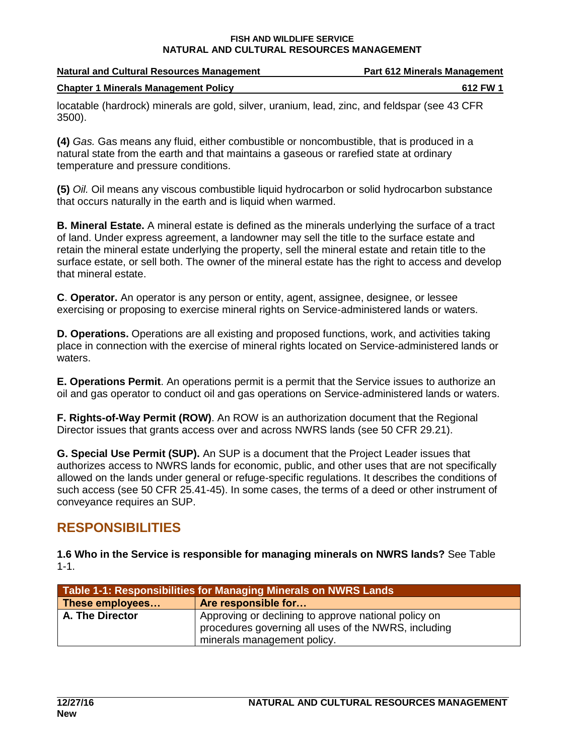locatable (hardrock) minerals are gold, silver, uranium, lead, zinc, and feldspar (see 43 CFR 3500).

**(4)** *Gas.* Gas means any fluid, either combustible or noncombustible, that is produced in a natural state from the earth and that maintains a gaseous or rarefied state at ordinary temperature and pressure conditions.

**(5)** *Oil.* Oil means any viscous combustible liquid hydrocarbon or solid hydrocarbon substance that occurs naturally in the earth and is liquid when warmed.

**B. Mineral Estate.** A mineral estate is defined as the minerals underlying the surface of a tract of land. Under express agreement, a landowner may sell the title to the surface estate and retain the mineral estate underlying the property, sell the mineral estate and retain title to the surface estate, or sell both. The owner of the mineral estate has the right to access and develop that mineral estate.

**C**. **Operator.** An operator is any person or entity, agent, assignee, designee, or lessee exercising or proposing to exercise mineral rights on Service-administered lands or waters.

**D. Operations.** Operations are all existing and proposed functions, work, and activities taking place in connection with the exercise of mineral rights located on Service-administered lands or waters.

**E. Operations Permit**. An operations permit is a permit that the Service issues to authorize an oil and gas operator to conduct oil and gas operations on Service-administered lands or waters.

**F. Rights-of-Way Permit (ROW)**. An ROW is an authorization document that the Regional Director issues that grants access over and across NWRS lands (see 50 CFR 29.21).

**G. Special Use Permit (SUP).** An SUP is a document that the Project Leader issues that authorizes access to NWRS lands for economic, public, and other uses that are not specifically allowed on the lands under general or refuge-specific regulations. It describes the conditions of such access (see 50 CFR 25.41-45). In some cases, the terms of a deed or other instrument of conveyance requires an SUP.

## RESPONSIBILITIES

**1.6 Who in the Service is responsible for managing minerals on NWRS lands?** See Table 1-1.

| Table 1-1: Responsibilities for Managing Minerals on NWRS Lands | |
|---|---|
| **These employees…** | **Are responsible for…** |
| **A. The Director** | Approving or declining to approve national policy on procedures governing all uses of the NWRS, including minerals management policy. |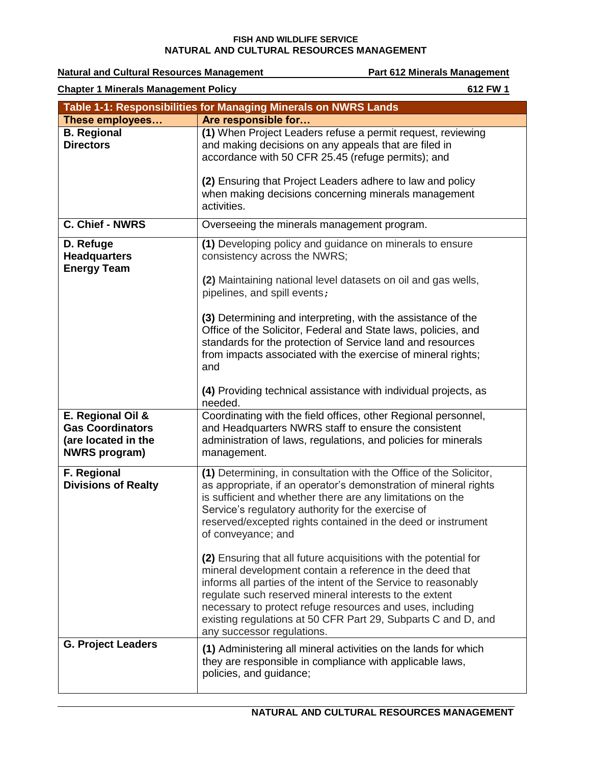**Natural and Cultural Resources Management** — **Part 612 Minerals Management**

**Chapter 1 Minerals Management Policy** — **612 FW 1**

| **Table 1-1: Responsibilities for Managing Minerals on NWRS Lands** | |
|---|---|
| **These employees…** | **Are responsible for…** |
| **B. Regional Directors** | **(1)** When Project Leaders refuse a permit request, reviewing and making decisions on any appeals that are filed in accordance with 50 CFR 25.45 (refuge permits); and<br><br>**(2)** Ensuring that Project Leaders adhere to law and policy when making decisions concerning minerals management activities. |
| **C. Chief - NWRS** | Overseeing the minerals management program. |
| **D. Refuge Headquarters Energy Team** | **(1)** Developing policy and guidance on minerals to ensure consistency across the NWRS;<br><br>**(2)** Maintaining national level datasets on oil and gas wells, pipelines, and spill events;<br><br>**(3)** Determining and interpreting, with the assistance of the Office of the Solicitor, Federal and State laws, policies, and standards for the protection of Service land and resources from impacts associated with the exercise of mineral rights; and<br><br>**(4)** Providing technical assistance with individual projects, as needed. |
| **E. Regional Oil & Gas Coordinators (are located in the NWRS program)** | Coordinating with the field offices, other Regional personnel, and Headquarters NWRS staff to ensure the consistent administration of laws, regulations, and policies for minerals management. |
| **F. Regional Divisions of Realty** | **(1)** Determining, in consultation with the Office of the Solicitor, as appropriate, if an operator's demonstration of mineral rights is sufficient and whether there are any limitations on the Service's regulatory authority for the exercise of reserved/excepted rights contained in the deed or instrument of conveyance; and<br><br>**(2)** Ensuring that all future acquisitions with the potential for mineral development contain a reference in the deed that informs all parties of the intent of the Service to reasonably regulate such reserved mineral interests to the extent necessary to protect refuge resources and uses, including existing regulations at 50 CFR Part 29, Subparts C and D, and any successor regulations. |
| **G. Project Leaders** | **(1)** Administering all mineral activities on the lands for which they are responsible in compliance with applicable laws, policies, and guidance; |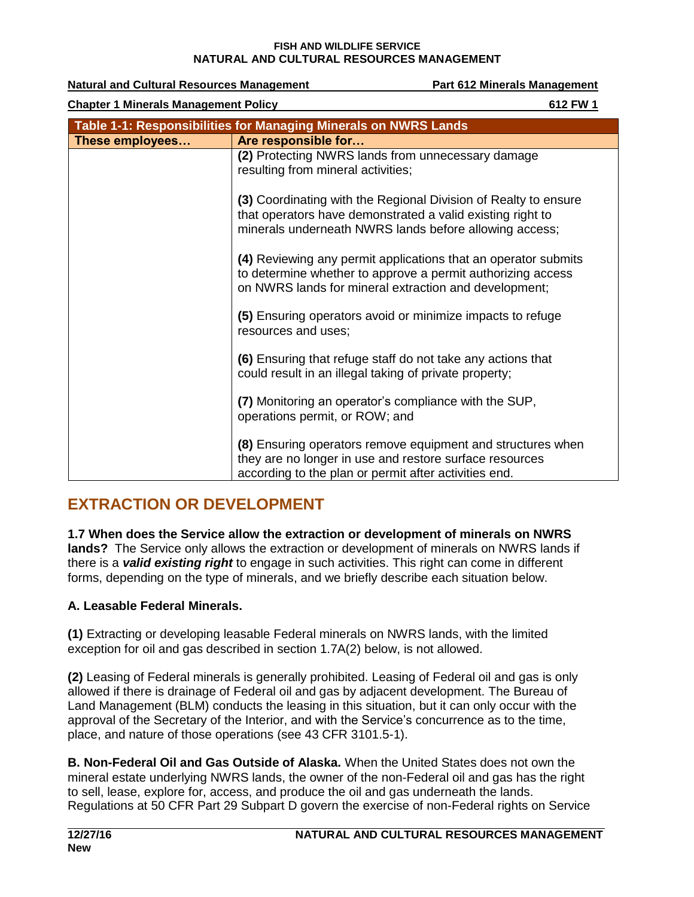| Table 1-1: Responsibilities for Managing Minerals on NWRS Lands | |
|---|---|
| **These employees…** | **Are responsible for…** |
| | **(2)** Protecting NWRS lands from unnecessary damage resulting from mineral activities;<br><br>**(3)** Coordinating with the Regional Division of Realty to ensure that operators have demonstrated a valid existing right to minerals underneath NWRS lands before allowing access;<br><br>**(4)** Reviewing any permit applications that an operator submits to determine whether to approve a permit authorizing access on NWRS lands for mineral extraction and development;<br><br>**(5)** Ensuring operators avoid or minimize impacts to refuge resources and uses;<br><br>**(6)** Ensuring that refuge staff do not take any actions that could result in an illegal taking of private property;<br><br>**(7)** Monitoring an operator's compliance with the SUP, operations permit, or ROW; and<br><br>**(8)** Ensuring operators remove equipment and structures when they are no longer in use and restore surface resources according to the plan or permit after activities end. |

## EXTRACTION OR DEVELOPMENT

**1.7 When does the Service allow the extraction or development of minerals on NWRS lands?** The Service only allows the extraction or development of minerals on NWRS lands if there is a ***valid existing right*** to engage in such activities. This right can come in different forms, depending on the type of minerals, and we briefly describe each situation below.

**A. Leasable Federal Minerals.**

**(1)** Extracting or developing leasable Federal minerals on NWRS lands, with the limited exception for oil and gas described in section 1.7A(2) below, is not allowed.

**(2)** Leasing of Federal minerals is generally prohibited. Leasing of Federal oil and gas is only allowed if there is drainage of Federal oil and gas by adjacent development. The Bureau of Land Management (BLM) conducts the leasing in this situation, but it can only occur with the approval of the Secretary of the Interior, and with the Service's concurrence as to the time, place, and nature of those operations (see 43 CFR 3101.5-1).

**B. Non-Federal Oil and Gas Outside of Alaska.** When the United States does not own the mineral estate underlying NWRS lands, the owner of the non-Federal oil and gas has the right to sell, lease, explore for, access, and produce the oil and gas underneath the lands. Regulations at 50 CFR Part 29 Subpart D govern the exercise of non-Federal rights on Service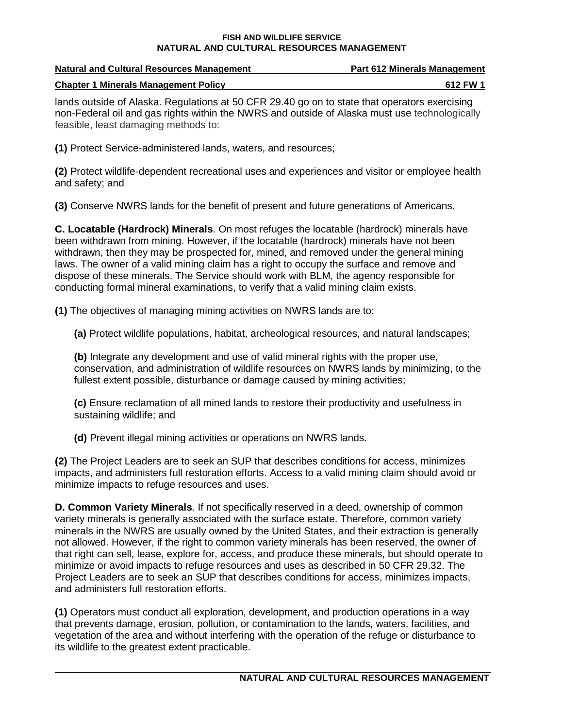lands outside of Alaska. Regulations at 50 CFR 29.40 go on to state that operators exercising non-Federal oil and gas rights within the NWRS and outside of Alaska must use technologically feasible, least damaging methods to:

**(1)** Protect Service-administered lands, waters, and resources;

**(2)** Protect wildlife-dependent recreational uses and experiences and visitor or employee health and safety; and

**(3)** Conserve NWRS lands for the benefit of present and future generations of Americans.

**C. Locatable (Hardrock) Minerals**. On most refuges the locatable (hardrock) minerals have been withdrawn from mining. However, if the locatable (hardrock) minerals have not been withdrawn, then they may be prospected for, mined, and removed under the general mining laws. The owner of a valid mining claim has a right to occupy the surface and remove and dispose of these minerals. The Service should work with BLM, the agency responsible for conducting formal mineral examinations, to verify that a valid mining claim exists.

**(1)** The objectives of managing mining activities on NWRS lands are to:

**(a)** Protect wildlife populations, habitat, archeological resources, and natural landscapes;

**(b)** Integrate any development and use of valid mineral rights with the proper use, conservation, and administration of wildlife resources on NWRS lands by minimizing, to the fullest extent possible, disturbance or damage caused by mining activities;

**(c)** Ensure reclamation of all mined lands to restore their productivity and usefulness in sustaining wildlife; and

**(d)** Prevent illegal mining activities or operations on NWRS lands.

**(2)** The Project Leaders are to seek an SUP that describes conditions for access, minimizes impacts, and administers full restoration efforts. Access to a valid mining claim should avoid or minimize impacts to refuge resources and uses.

**D. Common Variety Minerals**. If not specifically reserved in a deed, ownership of common variety minerals is generally associated with the surface estate. Therefore, common variety minerals in the NWRS are usually owned by the United States, and their extraction is generally not allowed. However, if the right to common variety minerals has been reserved, the owner of that right can sell, lease, explore for, access, and produce these minerals, but should operate to minimize or avoid impacts to refuge resources and uses as described in 50 CFR 29.32. The Project Leaders are to seek an SUP that describes conditions for access, minimizes impacts, and administers full restoration efforts.

**(1)** Operators must conduct all exploration, development, and production operations in a way that prevents damage, erosion, pollution, or contamination to the lands, waters, facilities, and vegetation of the area and without interfering with the operation of the refuge or disturbance to its wildlife to the greatest extent practicable.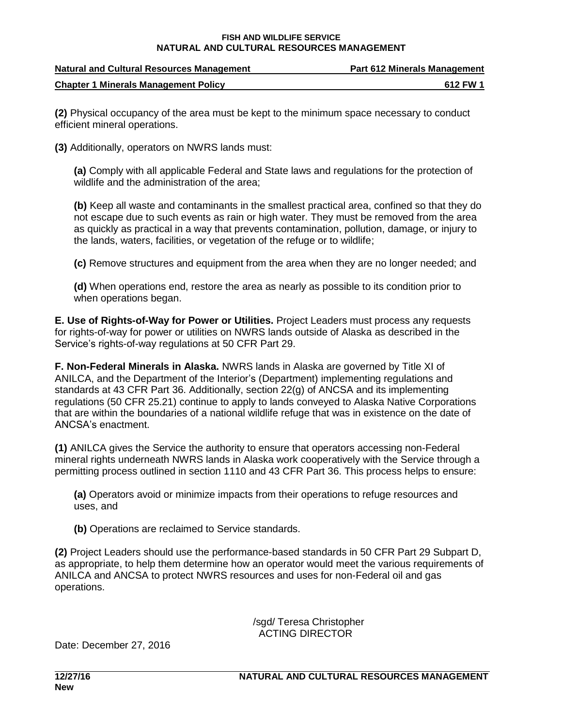**(2)** Physical occupancy of the area must be kept to the minimum space necessary to conduct efficient mineral operations.

**(3)** Additionally, operators on NWRS lands must:

> **(a)** Comply with all applicable Federal and State laws and regulations for the protection of wildlife and the administration of the area;
>
> **(b)** Keep all waste and contaminants in the smallest practical area, confined so that they do not escape due to such events as rain or high water. They must be removed from the area as quickly as practical in a way that prevents contamination, pollution, damage, or injury to the lands, waters, facilities, or vegetation of the refuge or to wildlife;
>
> **(c)** Remove structures and equipment from the area when they are no longer needed; and
>
> **(d)** When operations end, restore the area as nearly as possible to its condition prior to when operations began.

**E. Use of Rights-of-Way for Power or Utilities.** Project Leaders must process any requests for rights-of-way for power or utilities on NWRS lands outside of Alaska as described in the Service's rights-of-way regulations at 50 CFR Part 29.

**F. Non-Federal Minerals in Alaska.** NWRS lands in Alaska are governed by Title XI of ANILCA, and the Department of the Interior's (Department) implementing regulations and standards at 43 CFR Part 36. Additionally, section 22(g) of ANCSA and its implementing regulations (50 CFR 25.21) continue to apply to lands conveyed to Alaska Native Corporations that are within the boundaries of a national wildlife refuge that was in existence on the date of ANCSA's enactment.

**(1)** ANILCA gives the Service the authority to ensure that operators accessing non-Federal mineral rights underneath NWRS lands in Alaska work cooperatively with the Service through a permitting process outlined in section 1110 and 43 CFR Part 36. This process helps to ensure:

> **(a)** Operators avoid or minimize impacts from their operations to refuge resources and uses, and
>
> **(b)** Operations are reclaimed to Service standards.

**(2)** Project Leaders should use the performance-based standards in 50 CFR Part 29 Subpart D, as appropriate, to help them determine how an operator would meet the various requirements of ANILCA and ANCSA to protect NWRS resources and uses for non-Federal oil and gas operations.

/sgd/ Teresa Christopher
ACTING DIRECTOR

Date: December 27, 2016